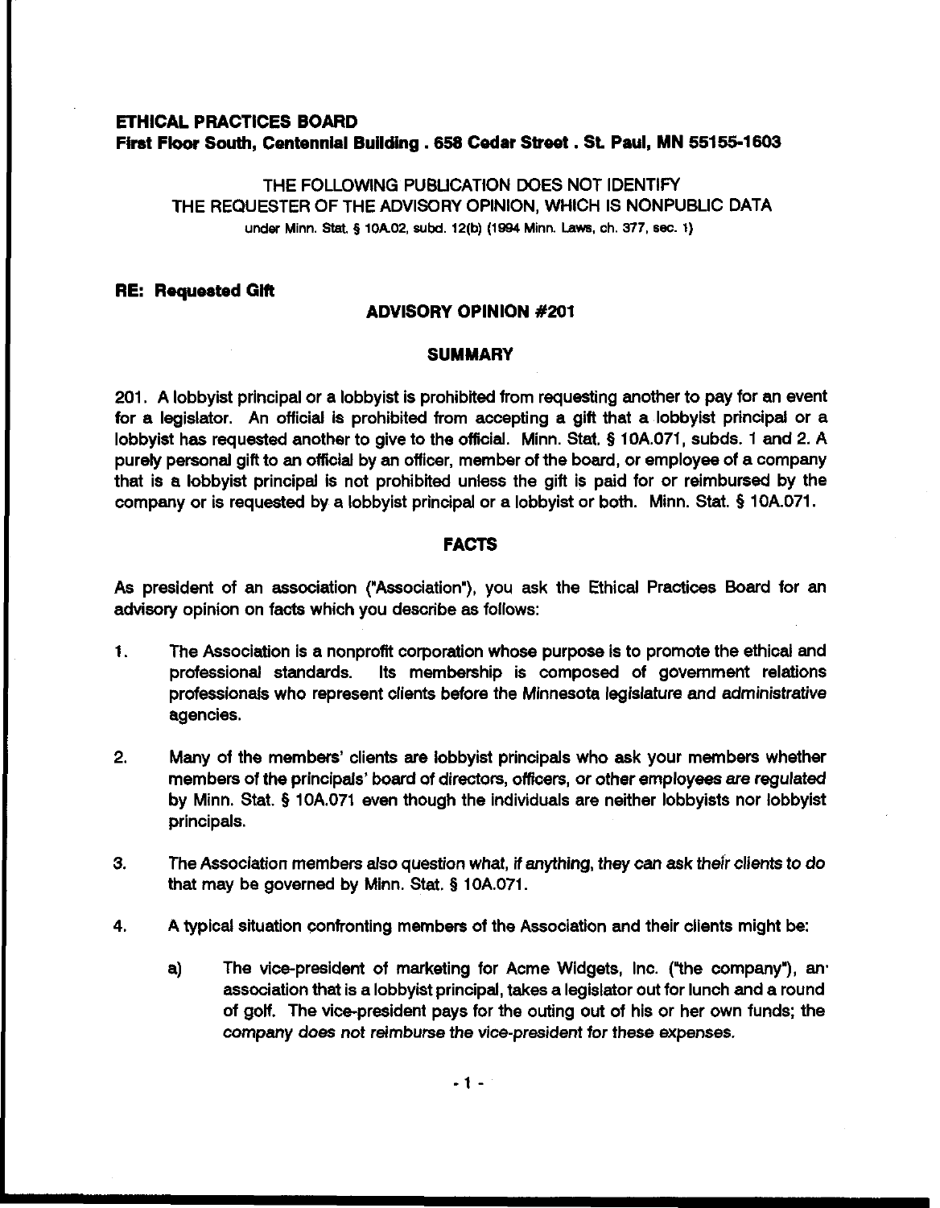**ETHICAL PRACTICES BOARD**
**First Floor South, Centennial Building . 658 Cedar Street . St. Paul, MN 55155-1603**

THE FOLLOWING PUBLICATION DOES NOT IDENTIFY
THE REQUESTER OF THE ADVISORY OPINION, WHICH IS NONPUBLIC DATA
under Minn. Stat. § 10A.02, subd. 12(b) (1994 Minn. Laws, ch. 377, sec. 1)

**RE: Requested Gift**

## ADVISORY OPINION #201

### SUMMARY

201. A lobbyist principal or a lobbyist is prohibited from requesting another to pay for an event for a legislator. An official is prohibited from accepting a gift that a lobbyist principal or a lobbyist has requested another to give to the official. Minn. Stat. § 10A.071, subds. 1 and 2. A purely personal gift to an official by an officer, member of the board, or employee of a company that is a lobbyist principal is not prohibited unless the gift is paid for or reimbursed by the company or is requested by a lobbyist principal or a lobbyist or both. Minn. Stat. § 10A.071.

### FACTS

As president of an association ("Association"), you ask the Ethical Practices Board for an advisory opinion on facts which you describe as follows:

1. The Association is a nonprofit corporation whose purpose is to promote the ethical and professional standards. Its membership is composed of government relations professionals who represent clients before the Minnesota legislature and administrative agencies.

2. Many of the members' clients are lobbyist principals who ask your members whether members of the principals' board of directors, officers, or other employees are regulated by Minn. Stat. § 10A.071 even though the individuals are neither lobbyists nor lobbyist principals.

3. The Association members also question what, if anything, they can ask their clients to do that may be governed by Minn. Stat. § 10A.071.

4. A typical situation confronting members of the Association and their clients might be:

   a) The vice-president of marketing for Acme Widgets, Inc. ("the company"), an association that is a lobbyist principal, takes a legislator out for lunch and a round of golf. The vice-president pays for the outing out of his or her own funds; the *company does not reimburse the vice-president for these expenses.*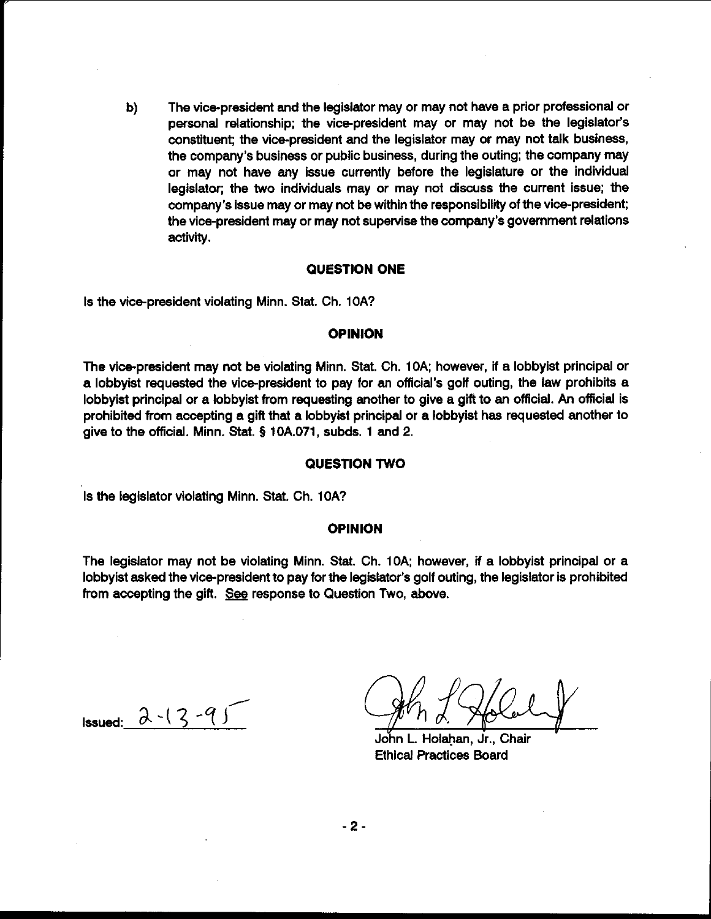b) The vice-president and the legislator may or may not have a prior professional or personal relationship; the vice-president may or may not be the legislator's constituent; the vice-president and the legislator may or may not talk business, the company's business or public business, during the outing; the company may or may not have any issue currently before the legislature or the individual legislator; the two individuals may or may not discuss the current issue; the company's issue may or may not be within the responsibility of the vice-president; the vice-president may or may not supervise the company's government relations activity.

## QUESTION ONE

Is the vice-president violating Minn. Stat. Ch. 10A?

## OPINION

The vice-president may not be violating Minn. Stat. Ch. 10A; however, if a lobbyist principal or a lobbyist requested the vice-president to pay for an official's golf outing, the law prohibits a lobbyist principal or a lobbyist from requesting another to give a gift to an official. An official is prohibited from accepting a gift that a lobbyist principal or a lobbyist has requested another to give to the official. Minn. Stat. § 10A.071, subds. 1 and 2.

## QUESTION TWO

Is the legislator violating Minn. Stat. Ch. 10A?

## OPINION

The legislator may not be violating Minn. Stat. Ch. 10A; however, if a lobbyist principal or a lobbyist asked the vice-president to pay for the legislator's golf outing, the legislator is prohibited from accepting the gift. See response to Question Two, above.

Issued: 2-13-95

John L. Holahan, Jr., Chair
Ethical Practices Board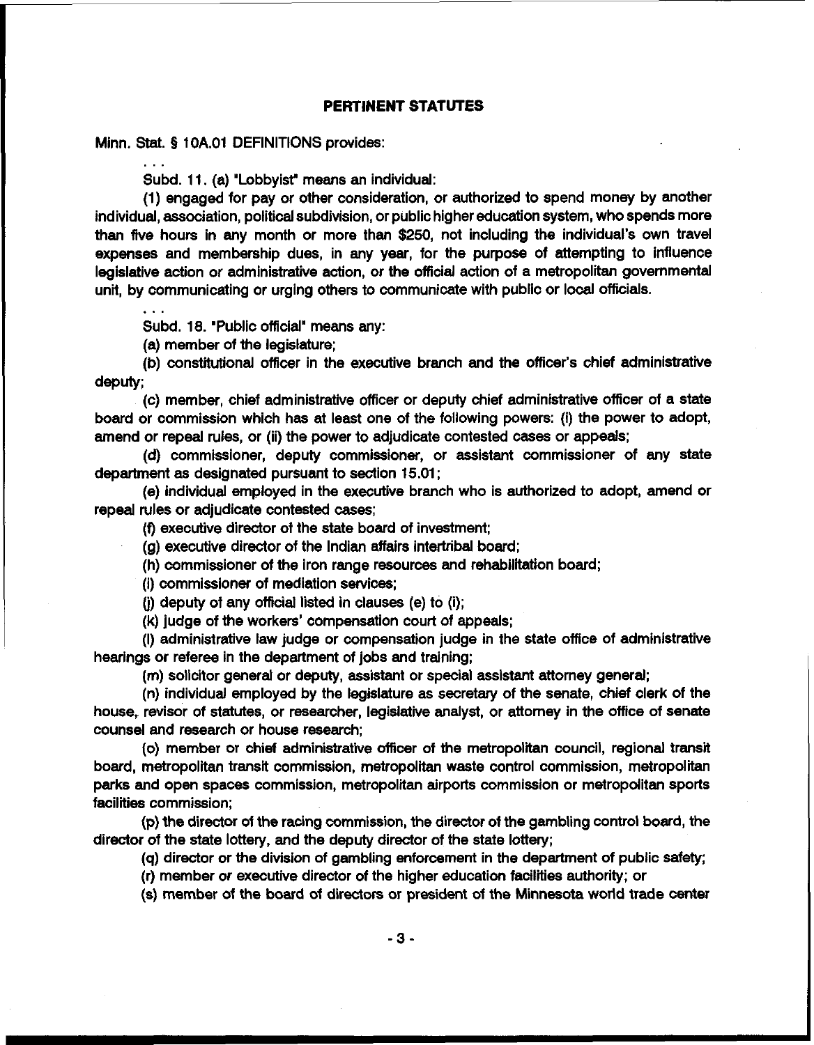## PERTINENT STATUTES

Minn. Stat. § 10A.01 DEFINITIONS provides:

. . .

Subd. 11. (a) "Lobbyist" means an individual:

(1) engaged for pay or other consideration, or authorized to spend money by another individual, association, political subdivision, or public higher education system, who spends more than five hours in any month or more than $250, not including the individual's own travel expenses and membership dues, in any year, for the purpose of attempting to influence legislative action or administrative action, or the official action of a metropolitan governmental unit, by communicating or urging others to communicate with public or local officials.

. . .

Subd. 18. "Public official" means any:

(a) member of the legislature;

(b) constitutional officer in the executive branch and the officer's chief administrative deputy;

(c) member, chief administrative officer or deputy chief administrative officer of a state board or commission which has at least one of the following powers: (i) the power to adopt, amend or repeal rules, or (ii) the power to adjudicate contested cases or appeals;

(d) commissioner, deputy commissioner, or assistant commissioner of any state department as designated pursuant to section 15.01;

(e) individual employed in the executive branch who is authorized to adopt, amend or repeal rules or adjudicate contested cases;

(f) executive director of the state board of investment;

(g) executive director of the Indian affairs intertribal board;

(h) commissioner of the iron range resources and rehabilitation board;

(i) commissioner of mediation services;

(j) deputy of any official listed in clauses (e) to (i);

(k) judge of the workers' compensation court of appeals;

(l) administrative law judge or compensation judge in the state office of administrative hearings or referee in the department of jobs and training;

(m) solicitor general or deputy, assistant or special assistant attorney general;

(n) individual employed by the legislature as secretary of the senate, chief clerk of the house, revisor of statutes, or researcher, legislative analyst, or attorney in the office of senate counsel and research or house research;

(o) member or chief administrative officer of the metropolitan council, regional transit board, metropolitan transit commission, metropolitan waste control commission, metropolitan parks and open spaces commission, metropolitan airports commission or metropolitan sports facilities commission;

(p) the director of the racing commission, the director of the gambling control board, the director of the state lottery, and the deputy director of the state lottery;

(q) director or the division of gambling enforcement in the department of public safety;

(r) member or executive director of the higher education facilities authority; or

(s) member of the board of directors or president of the Minnesota world trade center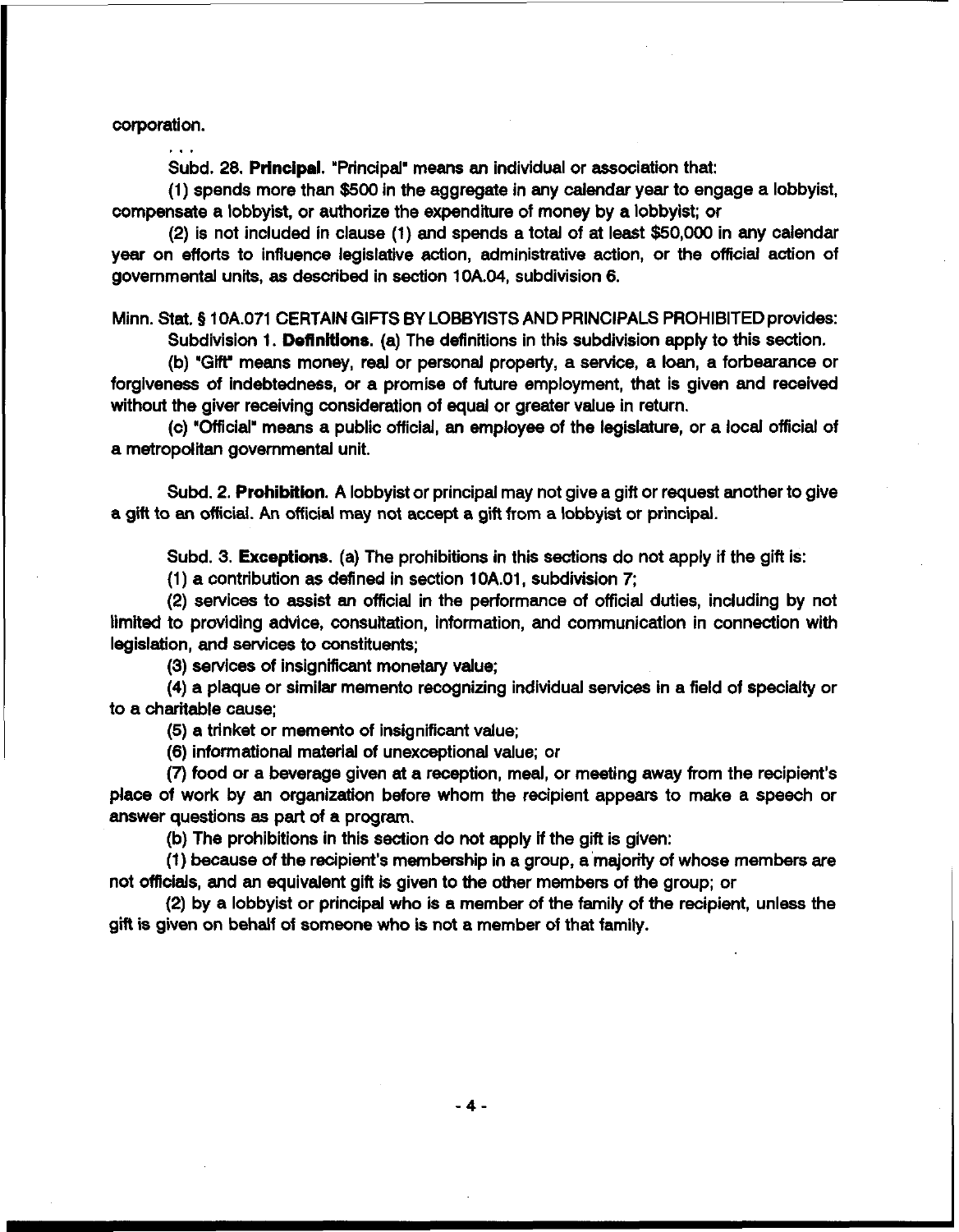corporation.

. . .

Subd. 28. **Principal.** "Principal" means an individual or association that:

(1) spends more than $500 in the aggregate in any calendar year to engage a lobbyist, compensate a lobbyist, or authorize the expenditure of money by a lobbyist; or

(2) is not included in clause (1) and spends a total of at least $50,000 in any calendar year on efforts to influence legislative action, administrative action, or the official action of governmental units, as described in section 10A.04, subdivision 6.

Minn. Stat. § 10A.071 CERTAIN GIFTS BY LOBBYISTS AND PRINCIPALS PROHIBITED provides:

Subdivision 1. **Definitions.** (a) The definitions in this subdivision apply to this section.

(b) "Gift" means money, real or personal property, a service, a loan, a forbearance or forgiveness of indebtedness, or a promise of future employment, that is given and received without the giver receiving consideration of equal or greater value in return.

(c) "Official" means a public official, an employee of the legislature, or a local official of a metropolitan governmental unit.

Subd. 2. **Prohibition.** A lobbyist or principal may not give a gift or request another to give a gift to an official. An official may not accept a gift from a lobbyist or principal.

Subd. 3. **Exceptions.** (a) The prohibitions in this sections do not apply if the gift is:

(1) a contribution as defined in section 10A.01, subdivision 7;

(2) services to assist an official in the performance of official duties, including by not limited to providing advice, consultation, information, and communication in connection with legislation, and services to constituents;

(3) services of insignificant monetary value;

(4) a plaque or similar memento recognizing individual services in a field of specialty or to a charitable cause;

(5) a trinket or memento of insignificant value;

(6) informational material of unexceptional value; or

(7) food or a beverage given at a reception, meal, or meeting away from the recipient's place of work by an organization before whom the recipient appears to make a speech or answer questions as part of a program.

(b) The prohibitions in this section do not apply if the gift is given:

(1) because of the recipient's membership in a group, a majority of whose members are not officials, and an equivalent gift is given to the other members of the group; or

(2) by a lobbyist or principal who is a member of the family of the recipient, unless the gift is given on behalf of someone who is not a member of that family.